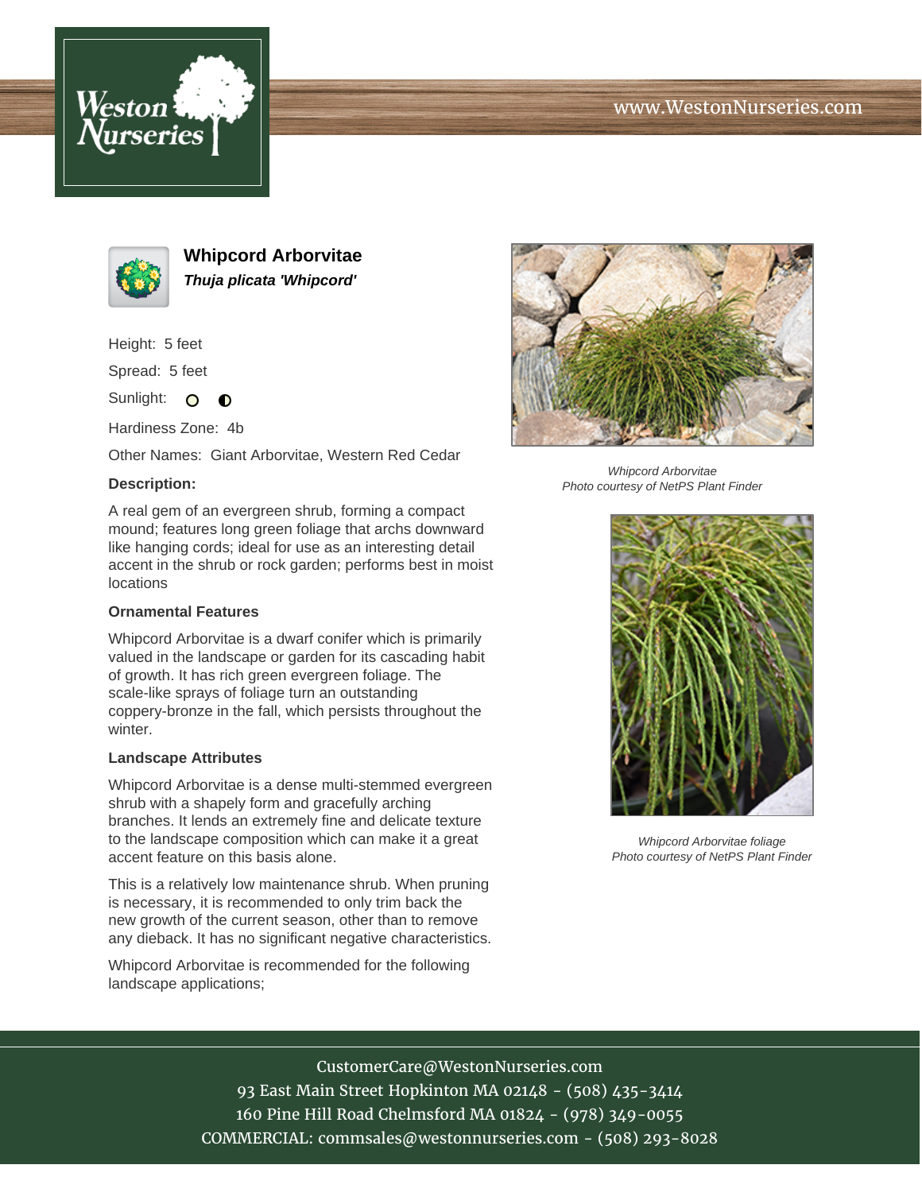# Whipcord Arborvitae

***Thuja plicata 'Whipcord'***

Height: 5 feet

Spread: 5 feet

Sunlight:

Hardiness Zone: 4b

Other Names: Giant Arborvitae, Western Red Cedar

**Description:**

A real gem of an evergreen shrub, forming a compact mound; features long green foliage that archs downward like hanging cords; ideal for use as an interesting detail accent in the shrub or rock garden; performs best in moist locations

### Ornamental Features

Whipcord Arborvitae is a dwarf conifer which is primarily valued in the landscape or garden for its cascading habit of growth. It has rich green evergreen foliage. The scale-like sprays of foliage turn an outstanding coppery-bronze in the fall, which persists throughout the winter.

### Landscape Attributes

Whipcord Arborvitae is a dense multi-stemmed evergreen shrub with a shapely form and gracefully arching branches. It lends an extremely fine and delicate texture to the landscape composition which can make it a great accent feature on this basis alone.

This is a relatively low maintenance shrub. When pruning is necessary, it is recommended to only trim back the new growth of the current season, other than to remove any dieback. It has no significant negative characteristics.

Whipcord Arborvitae is recommended for the following landscape applications;

*Whipcord Arborvitae*
*Photo courtesy of NetPS Plant Finder*

*Whipcord Arborvitae foliage*
*Photo courtesy of NetPS Plant Finder*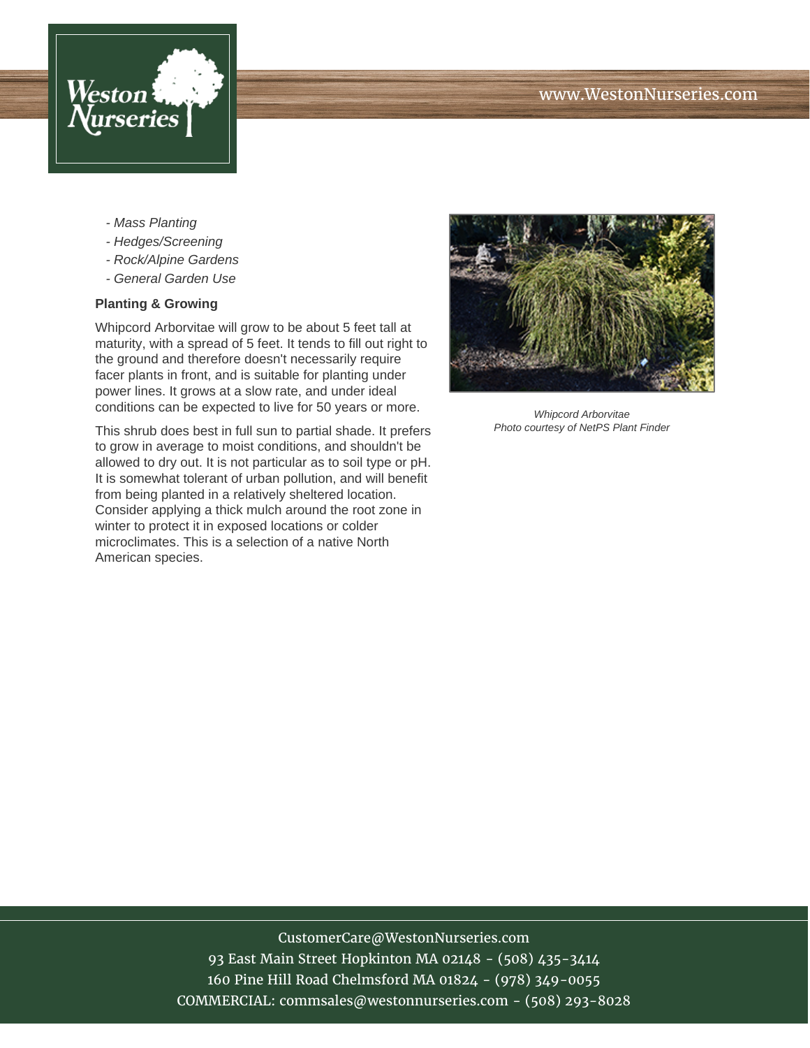- *Mass Planting*
- *Hedges/Screening*
- *Rock/Alpine Gardens*
- *General Garden Use*

**Planting & Growing**

Whipcord Arborvitae will grow to be about 5 feet tall at maturity, with a spread of 5 feet. It tends to fill out right to the ground and therefore doesn't necessarily require facer plants in front, and is suitable for planting under power lines. It grows at a slow rate, and under ideal conditions can be expected to live for 50 years or more.

This shrub does best in full sun to partial shade. It prefers to grow in average to moist conditions, and shouldn't be allowed to dry out. It is not particular as to soil type or pH. It is somewhat tolerant of urban pollution, and will benefit from being planted in a relatively sheltered location. Consider applying a thick mulch around the root zone in winter to protect it in exposed locations or colder microclimates. This is a selection of a native North American species.

*Whipcord Arborvitae*
*Photo courtesy of NetPS Plant Finder*